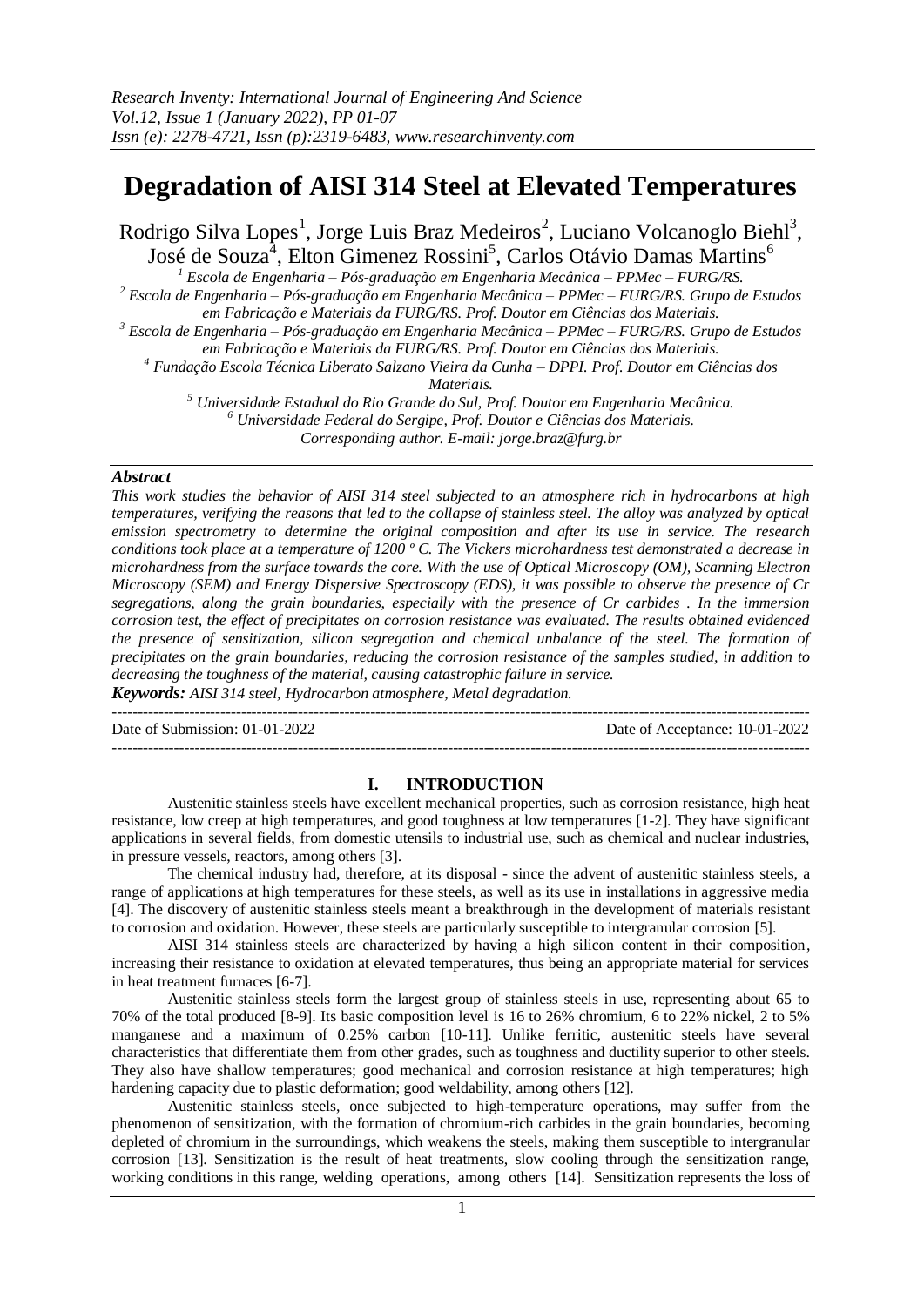# Degradation of AISI 314 Steel at Elevated Temperatures

Rodrigo Silva Lopes[1], Jorge Luis Braz Medeiros[2], Luciano Volcanoglo Biehl[3], José de Souza[4], Elton Gimenez Rossini[5], Carlos Otávio Damas Martins[6]

[1] Escola de Engenharia – Pós-graduação em Engenharia Mecânica – PPMec – FURG/RS.
[2] Escola de Engenharia – Pós-graduação em Engenharia Mecânica – PPMec – FURG/RS. Grupo de Estudos em Fabricação e Materiais da FURG/RS. Prof. Doutor em Ciências dos Materiais.
[3] Escola de Engenharia – Pós-graduação em Engenharia Mecânica – PPMec – FURG/RS. Grupo de Estudos em Fabricação e Materiais da FURG/RS. Prof. Doutor em Ciências dos Materiais.
[4] Fundação Escola Técnica Liberato Salzano Vieira da Cunha – DPPI. Prof. Doutor em Ciências dos Materiais.
[5] Universidade Estadual do Rio Grande do Sul, Prof. Doutor em Engenharia Mecânica.
[6] Universidade Federal do Sergipe, Prof. Doutor e Ciências dos Materiais.
Corresponding author. E-mail: jorge.braz@furg.br

***Abstract***

*This work studies the behavior of AISI 314 steel subjected to an atmosphere rich in hydrocarbons at high temperatures, verifying the reasons that led to the collapse of stainless steel. The alloy was analyzed by optical emission spectrometry to determine the original composition and after its use in service. The research conditions took place at a temperature of 1200 º C. The Vickers microhardness test demonstrated a decrease in microhardness from the surface towards the core. With the use of Optical Microscopy (OM), Scanning Electron Microscopy (SEM) and Energy Dispersive Spectroscopy (EDS), it was possible to observe the presence of Cr segregations, along the grain boundaries, especially with the presence of Cr carbides . In the immersion corrosion test, the effect of precipitates on corrosion resistance was evaluated. The results obtained evidenced the presence of sensitization, silicon segregation and chemical unbalance of the steel. The formation of precipitates on the grain boundaries, reducing the corrosion resistance of the samples studied, in addition to decreasing the toughness of the material, causing catastrophic failure in service.*

***Keywords:*** *AISI 314 steel, Hydrocarbon atmosphere, Metal degradation.*

Date of Submission: 01-01-2022 | Date of Acceptance: 10-01-2022

## I. INTRODUCTION

Austenitic stainless steels have excellent mechanical properties, such as corrosion resistance, high heat resistance, low creep at high temperatures, and good toughness at low temperatures [1-2]. They have significant applications in several fields, from domestic utensils to industrial use, such as chemical and nuclear industries, in pressure vessels, reactors, among others [3].

The chemical industry had, therefore, at its disposal - since the advent of austenitic stainless steels, a range of applications at high temperatures for these steels, as well as its use in installations in aggressive media [4]. The discovery of austenitic stainless steels meant a breakthrough in the development of materials resistant to corrosion and oxidation. However, these steels are particularly susceptible to intergranular corrosion [5].

AISI 314 stainless steels are characterized by having a high silicon content in their composition, increasing their resistance to oxidation at elevated temperatures, thus being an appropriate material for services in heat treatment furnaces [6-7].

Austenitic stainless steels form the largest group of stainless steels in use, representing about 65 to 70% of the total produced [8-9]. Its basic composition level is 16 to 26% chromium, 6 to 22% nickel, 2 to 5% manganese and a maximum of 0.25% carbon [10-11]. Unlike ferritic, austenitic steels have several characteristics that differentiate them from other grades, such as toughness and ductility superior to other steels. They also have shallow temperatures; good mechanical and corrosion resistance at high temperatures; high hardening capacity due to plastic deformation; good weldability, among others [12].

Austenitic stainless steels, once subjected to high-temperature operations, may suffer from the phenomenon of sensitization, with the formation of chromium-rich carbides in the grain boundaries, becoming depleted of chromium in the surroundings, which weakens the steels, making them susceptible to intergranular corrosion [13]. Sensitization is the result of heat treatments, slow cooling through the sensitization range, working conditions in this range, welding operations, among others [14]. Sensitization represents the loss of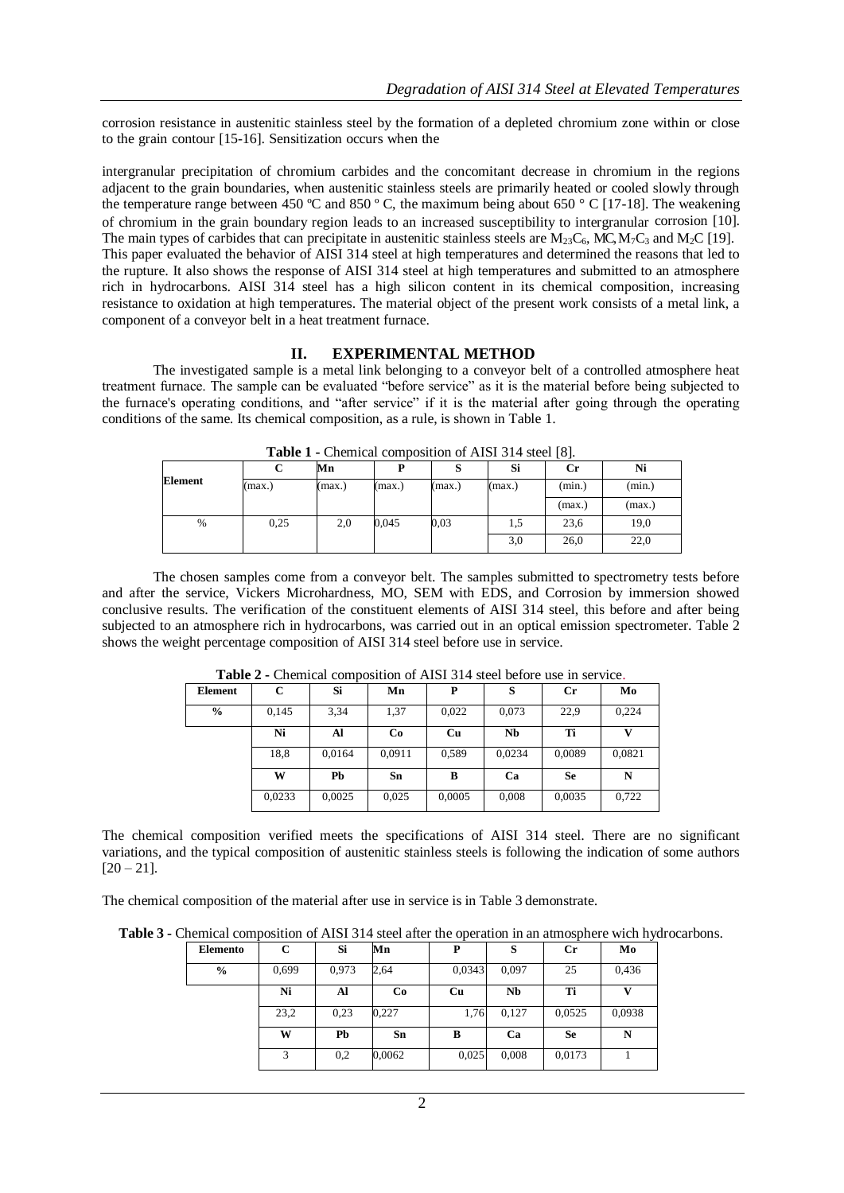corrosion resistance in austenitic stainless steel by the formation of a depleted chromium zone within or close to the grain contour [15-16]. Sensitization occurs when the

intergranular precipitation of chromium carbides and the concomitant decrease in chromium in the regions adjacent to the grain boundaries, when austenitic stainless steels are primarily heated or cooled slowly through the temperature range between 450 ºC and 850 º C, the maximum being about 650 ° C [17-18]. The weakening of chromium in the grain boundary region leads to an increased susceptibility to intergranular corrosion [10]. The main types of carbides that can precipitate in austenitic stainless steels are $M_{23}C_6$, MC, $M_7C_3$ and $M_2C$ [19].
This paper evaluated the behavior of AISI 314 steel at high temperatures and determined the reasons that led to the rupture. It also shows the response of AISI 314 steel at high temperatures and submitted to an atmosphere rich in hydrocarbons. AISI 314 steel has a high silicon content in its chemical composition, increasing resistance to oxidation at high temperatures. The material object of the present work consists of a metal link, a component of a conveyor belt in a heat treatment furnace.

## II. EXPERIMENTAL METHOD

The investigated sample is a metal link belonging to a conveyor belt of a controlled atmosphere heat treatment furnace. The sample can be evaluated "before service" as it is the material before being subjected to the furnace's operating conditions, and "after service" if it is the material after going through the operating conditions of the same. Its chemical composition, as a rule, is shown in Table 1.

**Table 1** - Chemical composition of AISI 314 steel [8].

| Element | C | Mn | P | S | Si | Cr | Ni |
|---|---|---|---|---|---|---|---|
| | (max.) | (max.) | (max.) | (max.) | (max.) | (min.) | (min.) |
| | | | | | | (max.) | (max.) |
| % | 0,25 | 2,0 | 0,045 | 0,03 | 1,5 | 23,6 | 19,0 |
| | | | | | 3,0 | 26,0 | 22,0 |

The chosen samples come from a conveyor belt. The samples submitted to spectrometry tests before and after the service, Vickers Microhardness, MO, SEM with EDS, and Corrosion by immersion showed conclusive results. The verification of the constituent elements of AISI 314 steel, this before and after being subjected to an atmosphere rich in hydrocarbons, was carried out in an optical emission spectrometer. Table 2 shows the weight percentage composition of AISI 314 steel before use in service.

**Table 2** - Chemical composition of AISI 314 steel before use in service.

| Element | C | Si | Mn | P | S | Cr | Mo |
|---|---|---|---|---|---|---|---|
| **%** | 0,145 | 3,34 | 1,37 | 0,022 | 0,073 | 22,9 | 0,224 |
| | **Ni** | **Al** | **Co** | **Cu** | **Nb** | **Ti** | **V** |
| | 18,8 | 0,0164 | 0,0911 | 0,589 | 0,0234 | 0,0089 | 0,0821 |
| | **W** | **Pb** | **Sn** | **B** | **Ca** | **Se** | **N** |
| | 0,0233 | 0,0025 | 0,025 | 0,0005 | 0,008 | 0,0035 | 0,722 |

The chemical composition verified meets the specifications of AISI 314 steel. There are no significant variations, and the typical composition of austenitic stainless steels is following the indication of some authors [20 – 21].

The chemical composition of the material after use in service is in Table 3 demonstrate.

**Table 3** - Chemical composition of AISI 314 steel after the operation in an atmosphere wich hydrocarbons.

| Elemento | C | Si | Mn | P | S | Cr | Mo |
|---|---|---|---|---|---|---|---|
| **%** | 0,699 | 0,973 | 2,64 | 0,0343 | 0,097 | 25 | 0,436 |
| | **Ni** | **Al** | **Co** | **Cu** | **Nb** | **Ti** | **V** |
| | 23,2 | 0,23 | 0,227 | 1,76 | 0,127 | 0,0525 | 0,0938 |
| | **W** | **Pb** | **Sn** | **B** | **Ca** | **Se** | **N** |
| | 3 | 0,2 | 0,0062 | 0,025 | 0,008 | 0,0173 | 1 |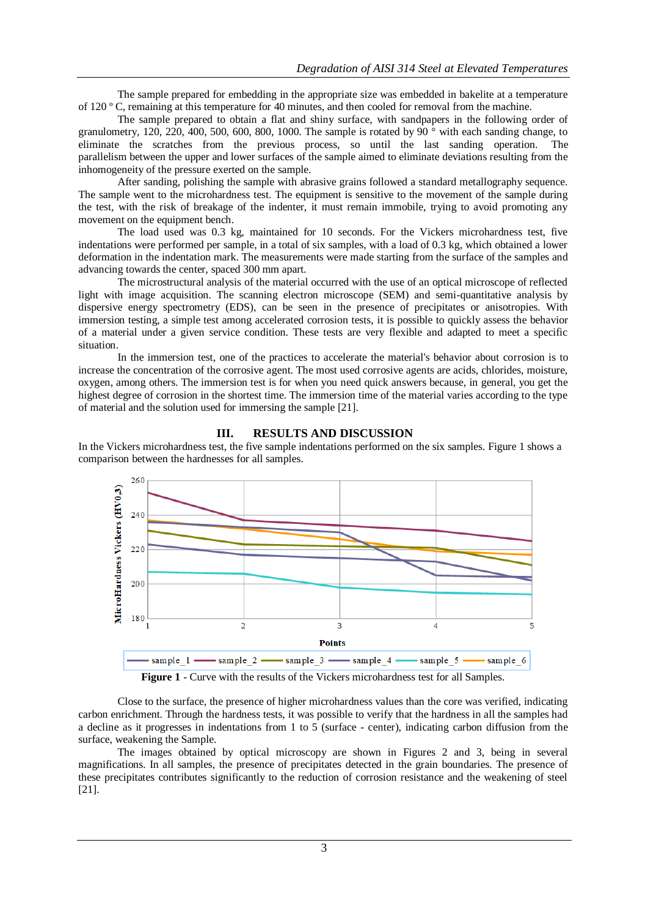The sample prepared for embedding in the appropriate size was embedded in bakelite at a temperature of 120 º C, remaining at this temperature for 40 minutes, and then cooled for removal from the machine.

The sample prepared to obtain a flat and shiny surface, with sandpapers in the following order of granulometry, 120, 220, 400, 500, 600, 800, 1000. The sample is rotated by 90 ° with each sanding change, to eliminate the scratches from the previous process, so until the last sanding operation. The parallelism between the upper and lower surfaces of the sample aimed to eliminate deviations resulting from the inhomogeneity of the pressure exerted on the sample.

After sanding, polishing the sample with abrasive grains followed a standard metallography sequence. The sample went to the microhardness test. The equipment is sensitive to the movement of the sample during the test, with the risk of breakage of the indenter, it must remain immobile, trying to avoid promoting any movement on the equipment bench.

The load used was 0.3 kg, maintained for 10 seconds. For the Vickers microhardness test, five indentations were performed per sample, in a total of six samples, with a load of 0.3 kg, which obtained a lower deformation in the indentation mark. The measurements were made starting from the surface of the samples and advancing towards the center, spaced 300 mm apart.

The microstructural analysis of the material occurred with the use of an optical microscope of reflected light with image acquisition. The scanning electron microscope (SEM) and semi-quantitative analysis by dispersive energy spectrometry (EDS), can be seen in the presence of precipitates or anisotropies. With immersion testing, a simple test among accelerated corrosion tests, it is possible to quickly assess the behavior of a material under a given service condition. These tests are very flexible and adapted to meet a specific situation.

In the immersion test, one of the practices to accelerate the material's behavior about corrosion is to increase the concentration of the corrosive agent. The most used corrosive agents are acids, chlorides, moisture, oxygen, among others. The immersion test is for when you need quick answers because, in general, you get the highest degree of corrosion in the shortest time. The immersion time of the material varies according to the type of material and the solution used for immersing the sample [21].

## III. RESULTS AND DISCUSSION

In the Vickers microhardness test, the five sample indentations performed on the six samples. Figure 1 shows a comparison between the hardnesses for all samples.

**Figure 1** - Curve with the results of the Vickers microhardness test for all Samples.

Close to the surface, the presence of higher microhardness values than the core was verified, indicating carbon enrichment. Through the hardness tests, it was possible to verify that the hardness in all the samples had a decline as it progresses in indentations from 1 to 5 (surface - center), indicating carbon diffusion from the surface, weakening the Sample.

The images obtained by optical microscopy are shown in Figures 2 and 3, being in several magnifications. In all samples, the presence of precipitates detected in the grain boundaries. The presence of these precipitates contributes significantly to the reduction of corrosion resistance and the weakening of steel [21].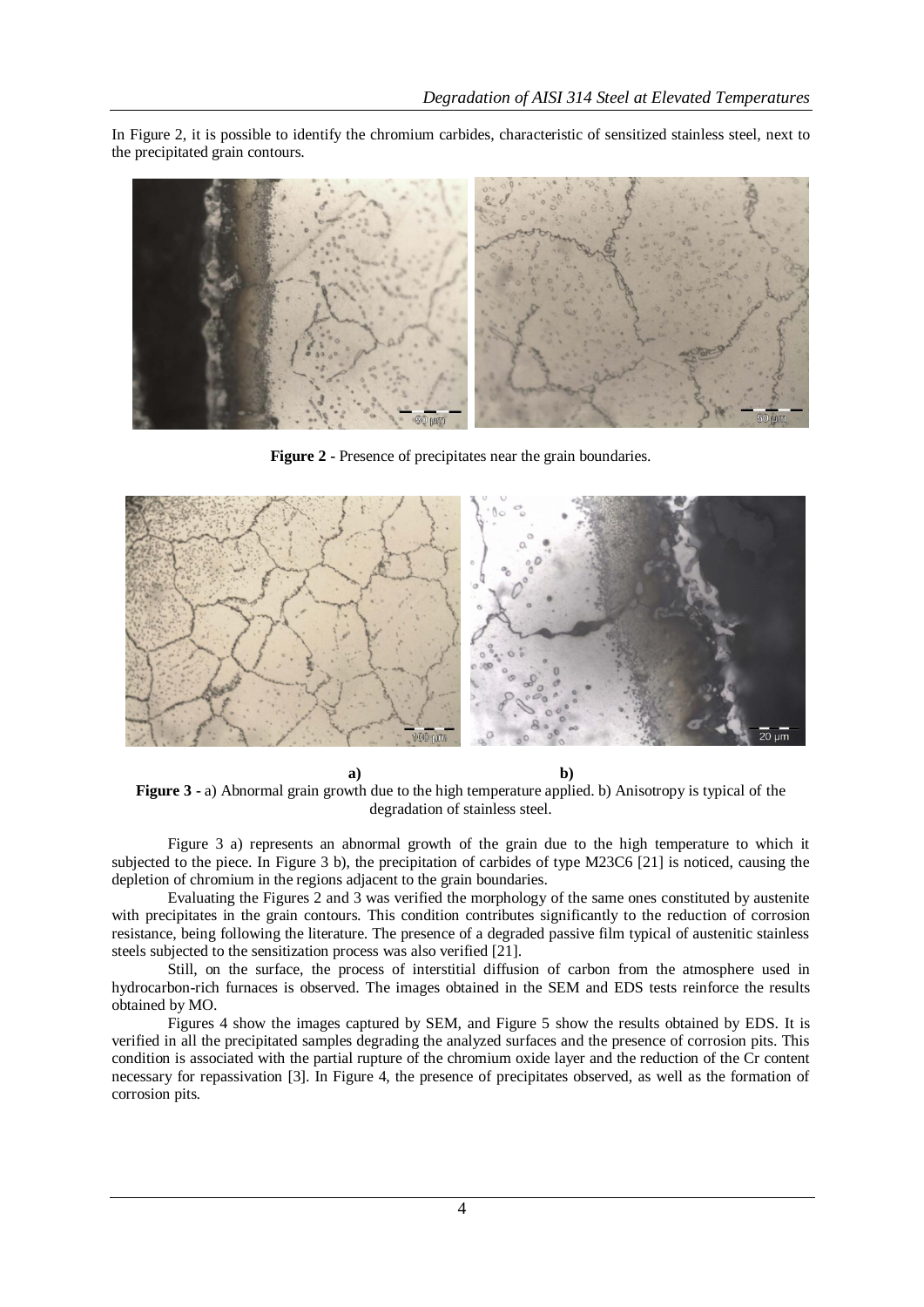In Figure 2, it is possible to identify the chromium carbides, characteristic of sensitized stainless steel, next to the precipitated grain contours.

**Figure 2 -** Presence of precipitates near the grain boundaries.

**a)** **b)**

**Figure 3 -** a) Abnormal grain growth due to the high temperature applied. b) Anisotropy is typical of the degradation of stainless steel.

Figure 3 a) represents an abnormal growth of the grain due to the high temperature to which it subjected to the piece. In Figure 3 b), the precipitation of carbides of type $M_{23}C_6$ [21] is noticed, causing the depletion of chromium in the regions adjacent to the grain boundaries.

Evaluating the Figures 2 and 3 was verified the morphology of the same ones constituted by austenite with precipitates in the grain contours. This condition contributes significantly to the reduction of corrosion resistance, being following the literature. The presence of a degraded passive film typical of austenitic stainless steels subjected to the sensitization process was also verified [21].

Still, on the surface, the process of interstitial diffusion of carbon from the atmosphere used in hydrocarbon-rich furnaces is observed. The images obtained in the SEM and EDS tests reinforce the results obtained by MO.

Figures 4 show the images captured by SEM, and Figure 5 show the results obtained by EDS. It is verified in all the precipitated samples degrading the analyzed surfaces and the presence of corrosion pits. This condition is associated with the partial rupture of the chromium oxide layer and the reduction of the Cr content necessary for repassivation [3]. In Figure 4, the presence of precipitates observed, as well as the formation of corrosion pits.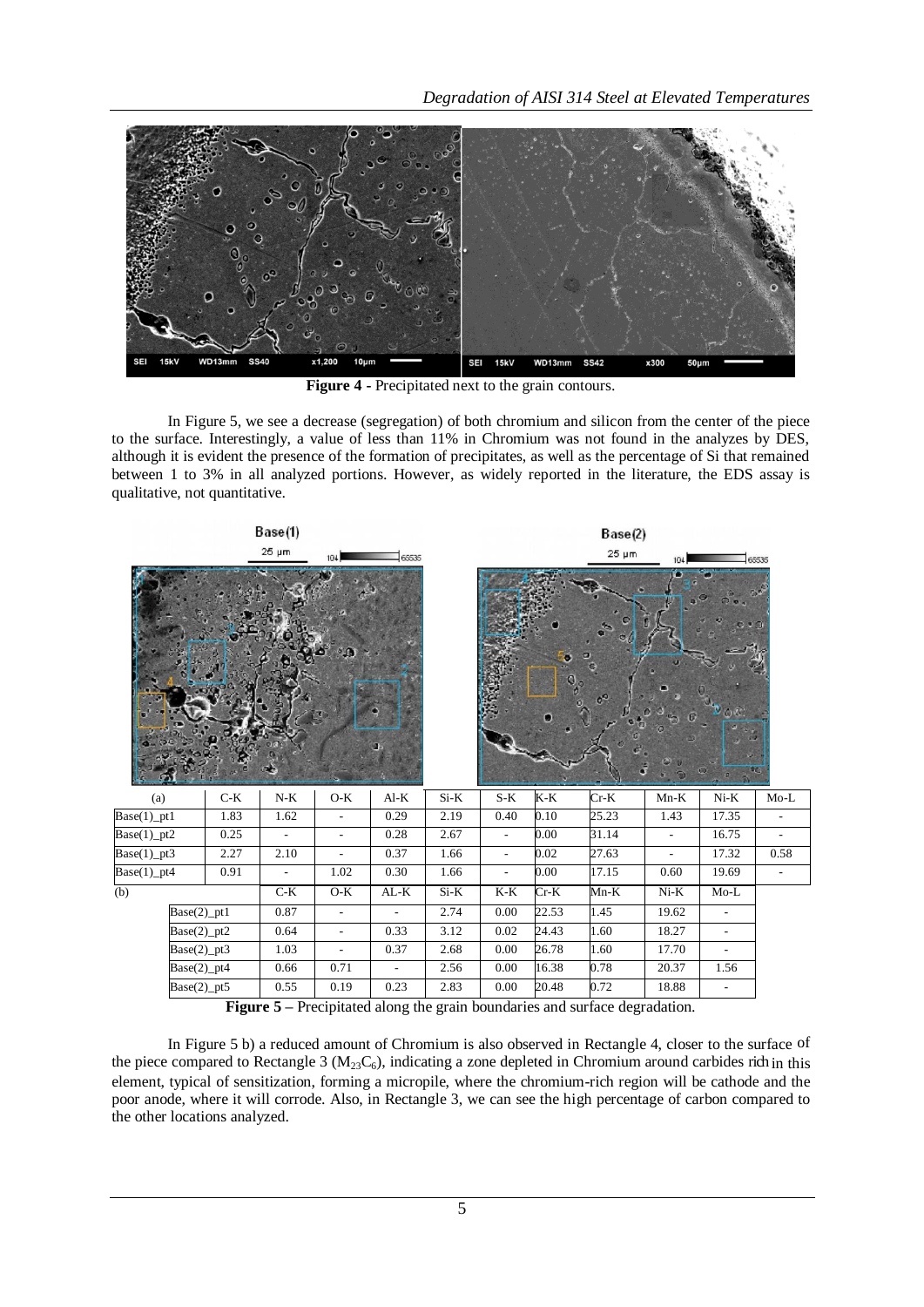**Figure 4 -** Precipitated next to the grain contours.

In Figure 5, we see a decrease (segregation) of both chromium and silicon from the center of the piece to the surface. Interestingly, a value of less than 11% in Chromium was not found in the analyzes by DES, although it is evident the presence of the formation of precipitates, as well as the percentage of Si that remained between 1 to 3% in all analyzed portions. However, as widely reported in the literature, the EDS assay is qualitative, not quantitative.

| (a) | C-K | N-K | O-K | Al-K | Si-K | S-K | K-K | Cr-K | Mn-K | Ni-K | Mo-L |
|---|---|---|---|---|---|---|---|---|---|---|---|
| Base(1)_pt1 | 1.83 | 1.62 | - | 0.29 | 2.19 | 0.40 | 0.10 | 25.23 | 1.43 | 17.35 | - |
| Base(1)_pt2 | 0.25 | - | - | 0.28 | 2.67 | - | 0.00 | 31.14 | - | 16.75 | - |
| Base(1)_pt3 | 2.27 | 2.10 | - | 0.37 | 1.66 | - | 0.02 | 27.63 | - | 17.32 | 0.58 |
| Base(1)_pt4 | 0.91 | - | 1.02 | 0.30 | 1.66 | - | 0.00 | 17.15 | 0.60 | 19.69 | - |

| (b) | C-K | O-K | AL-K | Si-K | K-K | Cr-K | Mn-K | Ni-K | Mo-L |
|---|---|---|---|---|---|---|---|---|---|
| Base(2)_pt1 | 0.87 | - | - | 2.74 | 0.00 | 22.53 | 1.45 | 19.62 | - |
| Base(2)_pt2 | 0.64 | - | 0.33 | 3.12 | 0.02 | 24.43 | 1.60 | 18.27 | - |
| Base(2)_pt3 | 1.03 | - | 0.37 | 2.68 | 0.00 | 26.78 | 1.60 | 17.70 | - |
| Base(2)_pt4 | 0.66 | 0.71 | - | 2.56 | 0.00 | 16.38 | 0.78 | 20.37 | 1.56 |
| Base(2)_pt5 | 0.55 | 0.19 | 0.23 | 2.83 | 0.00 | 20.48 | 0.72 | 18.88 | - |

**Figure 5 –** Precipitated along the grain boundaries and surface degradation.

In Figure 5 b) a reduced amount of Chromium is also observed in Rectangle 4, closer to the surface of the piece compared to Rectangle 3 ($M_{23}C_6$), indicating a zone depleted in Chromium around carbides rich in this element, typical of sensitization, forming a micropile, where the chromium-rich region will be cathode and the poor anode, where it will corrode. Also, in Rectangle 3, we can see the high percentage of carbon compared to the other locations analyzed.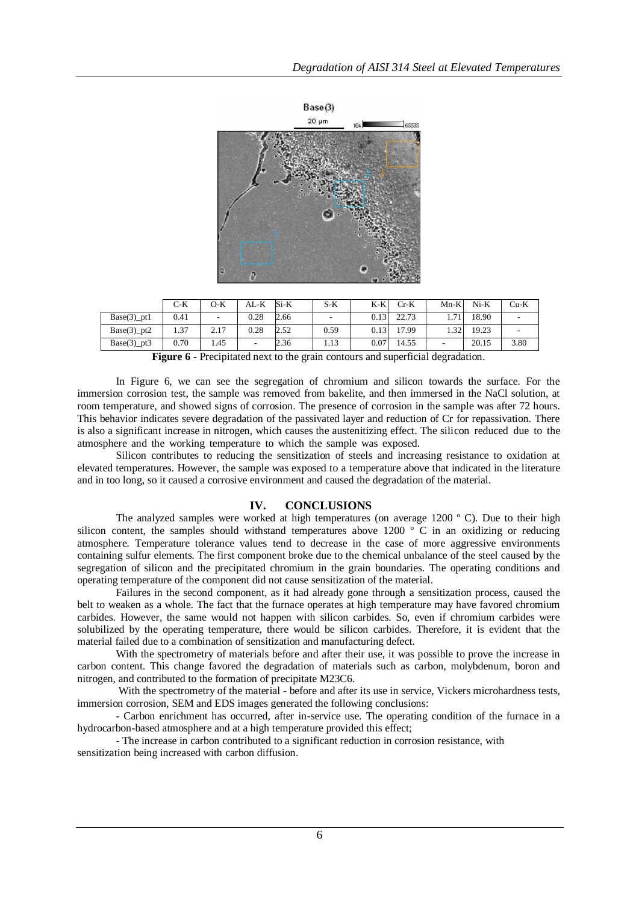|  | C-K | O-K | AL-K | Si-K | S-K | K-K | Cr-K | Mn-K | Ni-K | Cu-K |
|---|---|---|---|---|---|---|---|---|---|---|
| Base(3)_pt1 | 0.41 | - | 0.28 | 2.66 | - | 0.13 | 22.73 | 1.71 | 18.90 | - |
| Base(3)_pt2 | 1.37 | 2.17 | 0.28 | 2.52 | 0.59 | 0.13 | 17.99 | 1.32 | 19.23 | - |
| Base(3)_pt3 | 0.70 | 1.45 | - | 2.36 | 1.13 | 0.07 | 14.55 | - | 20.15 | 3.80 |

**Figure 6** - Precipitated next to the grain contours and superficial degradation.

In Figure 6, we can see the segregation of chromium and silicon towards the surface. For the immersion corrosion test, the sample was removed from bakelite, and then immersed in the NaCl solution, at room temperature, and showed signs of corrosion. The presence of corrosion in the sample was after 72 hours. This behavior indicates severe degradation of the passivated layer and reduction of Cr for repassivation. There is also a significant increase in nitrogen, which causes the austenitizing effect. The silicon reduced due to the atmosphere and the working temperature to which the sample was exposed.

Silicon contributes to reducing the sensitization of steels and increasing resistance to oxidation at elevated temperatures. However, the sample was exposed to a temperature above that indicated in the literature and in too long, so it caused a corrosive environment and caused the degradation of the material.

## IV. CONCLUSIONS

The analyzed samples were worked at high temperatures (on average 1200 º C). Due to their high silicon content, the samples should withstand temperatures above 1200 º C in an oxidizing or reducing atmosphere. Temperature tolerance values tend to decrease in the case of more aggressive environments containing sulfur elements. The first component broke due to the chemical unbalance of the steel caused by the segregation of silicon and the precipitated chromium in the grain boundaries. The operating conditions and operating temperature of the component did not cause sensitization of the material.

Failures in the second component, as it had already gone through a sensitization process, caused the belt to weaken as a whole. The fact that the furnace operates at high temperature may have favored chromium carbides. However, the same would not happen with silicon carbides. So, even if chromium carbides were solubilized by the operating temperature, there would be silicon carbides. Therefore, it is evident that the material failed due to a combination of sensitization and manufacturing defect.

With the spectrometry of materials before and after their use, it was possible to prove the increase in carbon content. This change favored the degradation of materials such as carbon, molybdenum, boron and nitrogen, and contributed to the formation of precipitate $M_{23}C_6$.

With the spectrometry of the material - before and after its use in service, Vickers microhardness tests, immersion corrosion, SEM and EDS images generated the following conclusions:

- Carbon enrichment has occurred, after in-service use. The operating condition of the furnace in a hydrocarbon-based atmosphere and at a high temperature provided this effect;

- The increase in carbon contributed to a significant reduction in corrosion resistance, with sensitization being increased with carbon diffusion.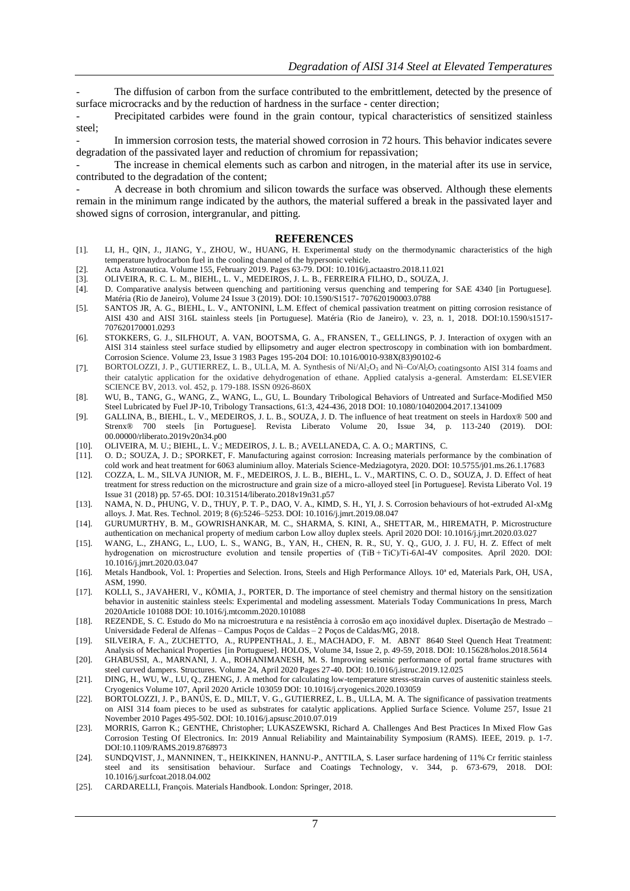- The diffusion of carbon from the surface contributed to the embrittlement, detected by the presence of surface microcracks and by the reduction of hardness in the surface - center direction;
- Precipitated carbides were found in the grain contour, typical characteristics of sensitized stainless steel;
- In immersion corrosion tests, the material showed corrosion in 72 hours. This behavior indicates severe degradation of the passivated layer and reduction of chromium for repassivation;
- The increase in chemical elements such as carbon and nitrogen, in the material after its use in service, contributed to the degradation of the content;
- A decrease in both chromium and silicon towards the surface was observed. Although these elements remain in the minimum range indicated by the authors, the material suffered a break in the passivated layer and showed signs of corrosion, intergranular, and pitting.

## REFERENCES

[1]. LI, H., QIN, J., JIANG, Y., ZHOU, W., HUANG, H. Experimental study on the thermodynamic characteristics of the high temperature hydrocarbon fuel in the cooling channel of the hypersonic vehicle.

[2]. Acta Astronautica. Volume 155, February 2019. Pages 63-79. DOI: 10.1016/j.actaastro.2018.11.021

[3]. OLIVEIRA, R. C. L. M., BIEHL, L. V., MEDEIROS, J. L. B., FERREIRA FILHO, D., SOUZA, J.

[4]. D. Comparative analysis between quenching and partitioning versus quenching and tempering for SAE 4340 [in Portuguese]. Matéria (Rio de Janeiro), Volume 24 Issue 3 (2019). DOI: 10.1590/S1517- 707620190003.0788

[5]. SANTOS JR, A. G., BIEHL, L. V., ANTONINI, L.M. Effect of chemical passivation treatment on pitting corrosion resistance of AISI 430 and AISI 316L stainless steels [in Portuguese]. Matéria (Rio de Janeiro), v. 23, n. 1, 2018. DOI:10.1590/s1517-707620170001.0293

[6]. STOKKERS, G. J., SILFHOUT, A. VAN, BOOTSMA, G. A., FRANSEN, T., GELLINGS, P. J. Interaction of oxygen with an AISI 314 stainless steel surface studied by ellipsometry and auger electron spectroscopy in combination with ion bombardment. Corrosion Science. Volume 23, Issue 3 1983 Pages 195-204 DOI: 10.1016/0010-938X(83)90102-6

[7]. BORTOLOZZI, J. P., GUTIERREZ, L. B., ULLA, M. A. Synthesis of $Ni/Al_2O_3$ and $Ni–Co/Al_2O_3$ coatingsonto AISI 314 foams and their catalytic application for the oxidative dehydrogenation of ethane. Applied catalysis a-general. Amsterdam: ELSEVIER SCIENCE BV, 2013. vol. 452, p. 179-188. ISSN 0926-860X

[8]. WU, B., TANG, G., WANG, Z., WANG, L., GU, L. Boundary Tribological Behaviors of Untreated and Surface-Modified M50 Steel Lubricated by Fuel JP-10, Tribology Transactions, 61:3, 424-436, 2018 DOI: 10.1080/10402004.2017.1341009

[9]. GALLINA, B., BIEHL, L. V., MEDEIROS, J. L. B., SOUZA, J. D. The influence of heat treatment on steels in Hardox® 500 and Strenx® 700 steels [in Portuguese]. Revista Liberato Volume 20, Issue 34, p. 113-240 (2019). DOI: 00.00000/rliberato.2019v20n34.p00

[10]. OLIVEIRA, M. U.; BIEHL, L. V.; MEDEIROS, J. L. B.; AVELLANEDA, C. A. O.; MARTINS, C.

[11]. O. D.; SOUZA, J. D.; SPORKET, F. Manufacturing against corrosion: Increasing materials performance by the combination of cold work and heat treatment for 6063 aluminium alloy. Materials Science-Medziagotyra, 2020. DOI: 10.5755/j01.ms.26.1.17683

[12]. COZZA, L. M., SILVA JUNIOR, M. F., MEDEIROS, J. L. B., BIEHL, L. V., MARTINS, C. O. D., SOUZA, J. D. Effect of heat treatment for stress reduction on the microstructure and grain size of a micro-alloyed steel [in Portuguese]. Revista Liberato Vol. 19 Issue 31 (2018) pp. 57-65. DOI: 10.31514/liberato.2018v19n31.p57

[13]. NAMA, N. D., PHUNG, V. D., THUY, P. T. P., DAO, V. A., KIMD, S. H., YI, J. S. Corrosion behaviours of hot-extruded Al-xMg alloys. J. Mat. Res. Technol. 2019; 8 (6):5246–5253. DOI: 10.1016/j.jmrt.2019.08.047

[14]. GURUMURTHY, B. M., GOWRISHANKAR, M. C., SHARMA, S. KINI, A., SHETTAR, M., HIREMATH, P. Microstructure authentication on mechanical property of medium carbon Low alloy duplex steels. April 2020 DOI: 10.1016/j.jmrt.2020.03.027

[15]. WANG, L., ZHANG, L., LUO, L. S., WANG, B., YAN, H., CHEN, R. R., SU, Y. Q., GUO, J. J. FU, H. Z. Effect of melt hydrogenation on microstructure evolution and tensile properties of (TiB + TiC)/Ti-6Al-4V composites. April 2020. DOI: 10.1016/j.jmrt.2020.03.047

[16]. Metals Handbook, Vol. 1: Properties and Selection. Irons, Steels and High Performance Alloys. 10ª ed, Materials Park, OH, USA, ASM, 1990.

[17]. KOLLI, S., JAVAHERI, V., KÖMIA, J., PORTER, D. The importance of steel chemistry and thermal history on the sensitization behavior in austenitic stainless steels: Experimental and modeling assessment. Materials Today Communications In press, March 2020Article 101088 DOI: 10.1016/j.mtcomm.2020.101088

[18]. REZENDE, S. C. Estudo do Mo na microestrutura e na resistência à corrosão em aço inoxidável duplex. Dissertação de Mestrado – Universidade Federal de Alfenas – Campus Poços de Caldas – 2 Poços de Caldas/MG, 2018.

[19]. SILVEIRA, F. A., ZUCHETTO, A., RUPPENTHAL, J. E., MACHADO, F. M. ABNT 8640 Steel Quench Heat Treatment: Analysis of Mechanical Properties [in Portuguese]. HOLOS, Volume 34, Issue 2, p. 49-59, 2018. DOI: 10.15628/holos.2018.5614

[20]. GHABUSSI, A., MARNANI, J. A., ROHANIMANESH, M. S. Improving seismic performance of portal frame structures with steel curved dampers. Structures. Volume 24, April 2020 Pages 27-40. DOI: 10.1016/j.istruc.2019.12.025

[21]. DING, H., WU, W., LU, Q., ZHENG, J. A method for calculating low-temperature stress-strain curves of austenitic stainless steels. Cryogenics Volume 107, April 2020 Article 103059 DOI: 10.1016/j.cryogenics.2020.103059

[22]. BORTOLOZZI, J. P., BANÚS, E. D., MILT, V. G., GUTIERREZ, L. B., ULLA, M. A. The significance of passivation treatments on AISI 314 foam pieces to be used as substrates for catalytic applications. Applied Surface Science. Volume 257, Issue 21 November 2010 Pages 495-502. DOI: 10.1016/j.apsusc.2010.07.019

[23]. MORRIS, Garron K.; GENTHE, Christopher; LUKASZEWSKI, Richard A. Challenges And Best Practices In Mixed Flow Gas Corrosion Testing Of Electronics. In: 2019 Annual Reliability and Maintainability Symposium (RAMS). IEEE, 2019. p. 1-7. DOI:10.1109/RAMS.2019.8768973

[24]. SUNDQVIST, J., MANNINEN, T., HEIKKINEN, HANNU-P., ANTTILA, S. Laser surface hardening of 11% Cr ferritic stainless steel and its sensitisation behaviour. Surface and Coatings Technology, v. 344, p. 673-679, 2018. DOI: 10.1016/j.surfcoat.2018.04.002

[25]. CARDARELLI, François. Materials Handbook. London: Springer, 2018.